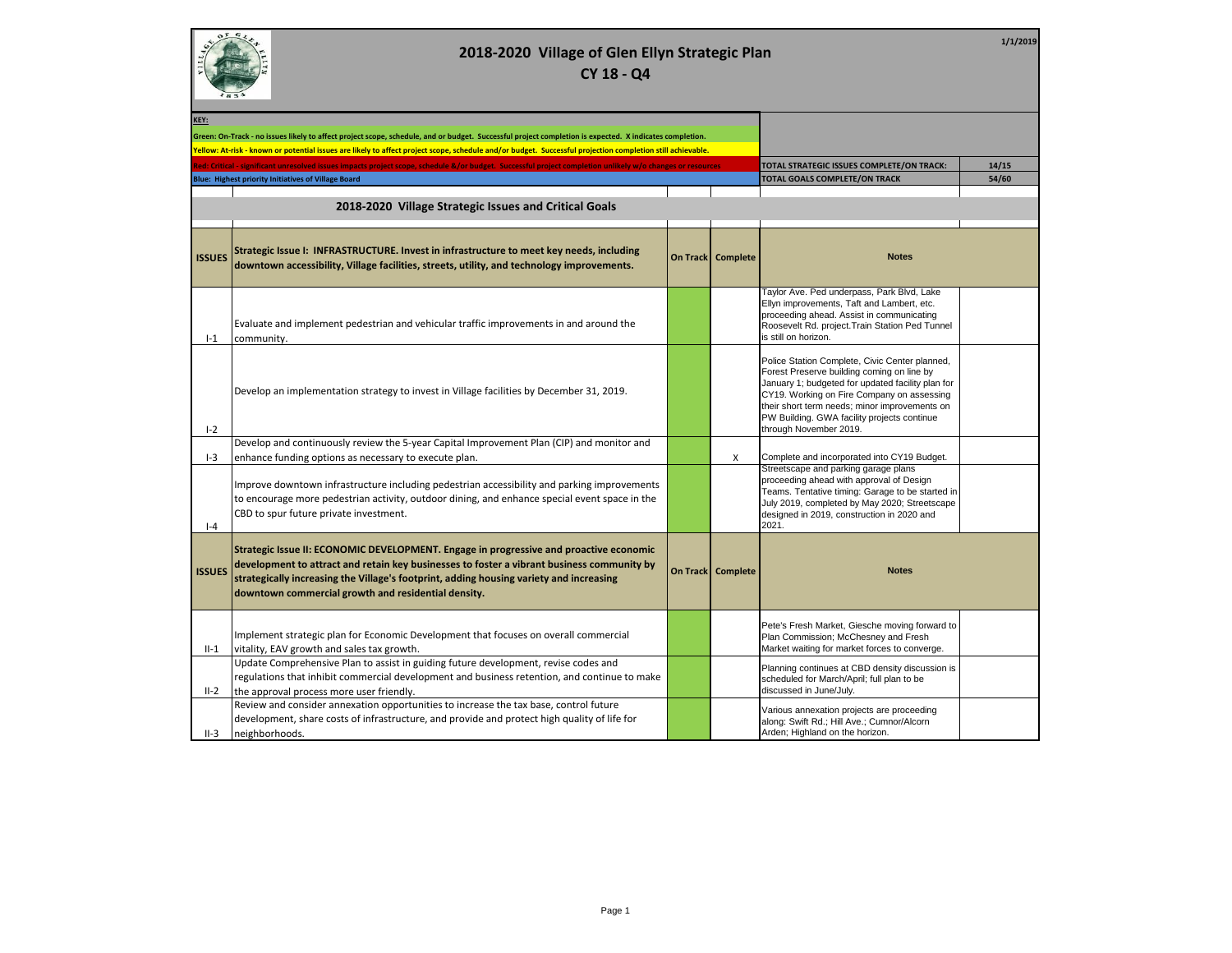# 2018-2020 Village of Glen Ellyn Strategic Plan

## CY 18 - Q4

1/1/2019

**KEY:**

Green: On-Track - no issues likely to affect project scope, schedule, and or budget. Successful project completion is expected. X indicates completion.

Yellow: At-risk - known or potential issues are likely to affect project scope, schedule and/or budget. Successful projection completion still achievable.

Red: Critical - significant unresolved issues impacts project scope, schedule &/or budget. Successful project completion unlikely w/o changes or resources

Blue: Highest priority Initiatives of Village Board

| | |
|---|---|
| TOTAL STRATEGIC ISSUES COMPLETE/ON TRACK: | 14/15 |
| TOTAL GOALS COMPLETE/ON TRACK | 54/60 |

## 2018-2020 Village Strategic Issues and Critical Goals

| ISSUES | Strategic Issue I: INFRASTRUCTURE. Invest in infrastructure to meet key needs, including downtown accessibility, Village facilities, streets, utility, and technology improvements. | On Track | Complete | Notes |
|---|---|---|---|---|
| I-1 | Evaluate and implement pedestrian and vehicular traffic improvements in and around the community. | | | Taylor Ave. Ped underpass, Park Blvd, Lake Ellyn improvements, Taft and Lambert, etc. proceeding ahead. Assist in communicating Roosevelt Rd. project.Train Station Ped Tunnel is still on horizon. |
| I-2 | Develop an implementation strategy to invest in Village facilities by December 31, 2019. | | | Police Station Complete, Civic Center planned, Forest Preserve building coming on line by January 1; budgeted for updated facility plan for CY19. Working on Fire Company on assessing their short term needs; minor improvements on PW Building. GWA facility projects continue through November 2019. |
| I-3 | Develop and continuously review the 5-year Capital Improvement Plan (CIP) and monitor and enhance funding options as necessary to execute plan. | | X | Complete and incorporated into CY19 Budget. |
| I-4 | Improve downtown infrastructure including pedestrian accessibility and parking improvements to encourage more pedestrian activity, outdoor dining, and enhance special event space in the CBD to spur future private investment. | | | Streetscape and parking garage plans proceeding ahead with approval of Design Teams. Tentative timing: Garage to be started in July 2019, completed by May 2020; Streetscape designed in 2019, construction in 2020 and 2021. |

| ISSUES | Strategic Issue II: ECONOMIC DEVELOPMENT. Engage in progressive and proactive economic development to attract and retain key businesses to foster a vibrant business community by strategically increasing the Village's footprint, adding housing variety and increasing downtown commercial growth and residential density. | On Track | Complete | Notes |
|---|---|---|---|---|
| II-1 | Implement strategic plan for Economic Development that focuses on overall commercial vitality, EAV growth and sales tax growth. | | | Pete's Fresh Market, Giesche moving forward to Plan Commission; McChesney and Fresh Market waiting for market forces to converge. |
| II-2 | Update Comprehensive Plan to assist in guiding future development, revise codes and regulations that inhibit commercial development and business retention, and continue to make the approval process more user friendly. | | | Planning continues at CBD density discussion is scheduled for March/April; full plan to be discussed in June/July. |
| II-3 | Review and consider annexation opportunities to increase the tax base, control future development, share costs of infrastructure, and provide and protect high quality of life for neighborhoods. | | | Various annexation projects are proceeding along: Swift Rd.; Hill Ave.; Cumnor/Alcorn Arden; Highland on the horizon. |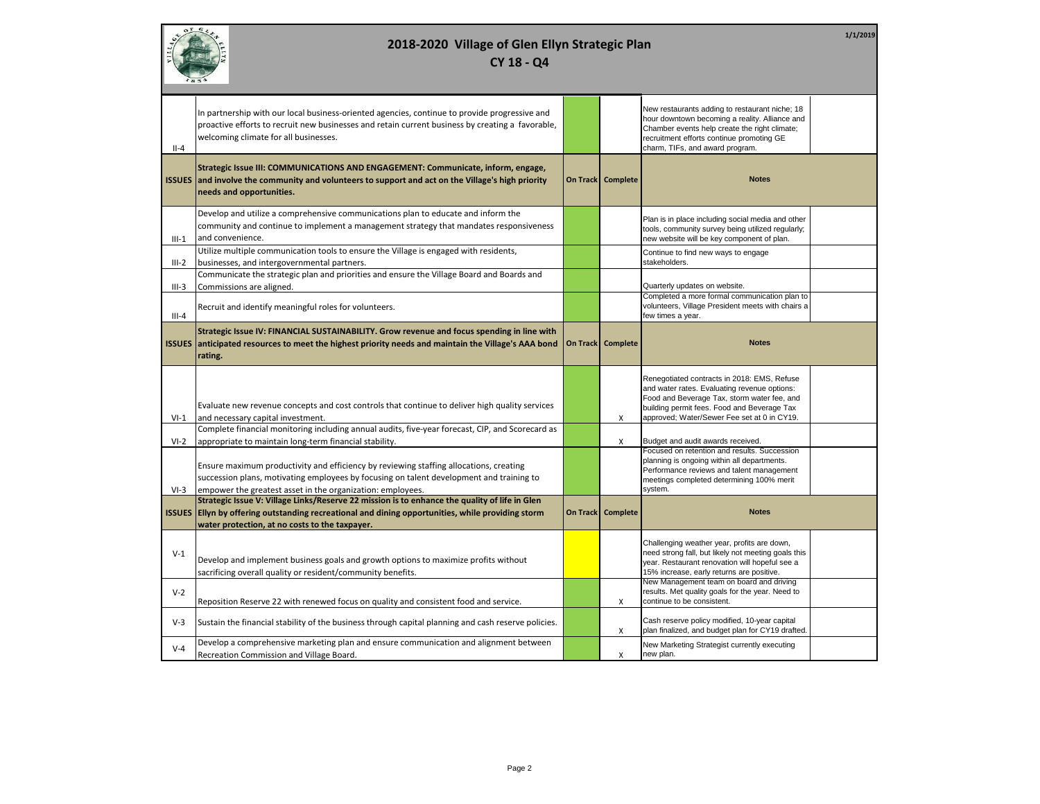# 2018-2020 Village of Glen Ellyn Strategic Plan

## CY 18 - Q4

1/1/2019

| | | On Track | Complete | Notes |
|---|---|---|---|---|
| II-4 | In partnership with our local business-oriented agencies, continue to provide progressive and proactive efforts to recruit new businesses and retain current business by creating a favorable, welcoming climate for all businesses. | | | New restaurants adding to restaurant niche; 18 hour downtown becoming a reality. Alliance and Chamber events help create the right climate; recruitment efforts continue promoting GE charm, TIFs, and award program. |
| **ISSUES** | **Strategic Issue III: COMMUNICATIONS AND ENGAGEMENT: Communicate, inform, engage, and involve the community and volunteers to support and act on the Village's high priority needs and opportunities.** | **On Track** | **Complete** | **Notes** |
| III-1 | Develop and utilize a comprehensive communications plan to educate and inform the community and continue to implement a management strategy that mandates responsiveness and convenience. | | | Plan is in place including social media and other tools, community survey being utilized regularly; new website will be key component of plan. |
| III-2 | Utilize multiple communication tools to ensure the Village is engaged with residents, businesses, and intergovernmental partners. | | | Continue to find new ways to engage stakeholders. |
| III-3 | Communicate the strategic plan and priorities and ensure the Village Board and Boards and Commissions are aligned. | | | Quarterly updates on website. |
| III-4 | Recruit and identify meaningful roles for volunteers. | | | Completed a more formal communication plan to volunteers, Village President meets with chairs a few times a year. |
| **ISSUES** | **Strategic Issue IV: FINANCIAL SUSTAINABILITY. Grow revenue and focus spending in line with anticipated resources to meet the highest priority needs and maintain the Village's AAA bond rating.** | **On Track** | **Complete** | **Notes** |
| VI-1 | Evaluate new revenue concepts and cost controls that continue to deliver high quality services and necessary capital investment. | | X | Renegotiated contracts in 2018: EMS, Refuse and water rates. Evaluating revenue options: Food and Beverage Tax, storm water fee, and building permit fees. Food and Beverage Tax approved; Water/Sewer Fee set at 0 in CY19. |
| VI-2 | Complete financial monitoring including annual audits, five-year forecast, CIP, and Scorecard as appropriate to maintain long-term financial stability. | | X | Budget and audit awards received. |
| VI-3 | Ensure maximum productivity and efficiency by reviewing staffing allocations, creating succession plans, motivating employees by focusing on talent development and training to empower the greatest asset in the organization: employees. | | | Focused on retention and results. Succession planning is ongoing within all departments. Performance reviews and talent management meetings completed determining 100% merit system. |
| **ISSUES** | **Strategic Issue V: Village Links/Reserve 22 mission is to enhance the quality of life in Glen Ellyn by offering outstanding recreational and dining opportunities, while providing storm water protection, at no costs to the taxpayer.** | **On Track** | **Complete** | **Notes** |
| V-1 | Develop and implement business goals and growth options to maximize profits without sacrificing overall quality or resident/community benefits. | | | Challenging weather year, profits are down, need strong fall, but likely not meeting goals this year. Restaurant renovation will hopeful see a 15% increase, early returns are positive. |
| V-2 | Reposition Reserve 22 with renewed focus on quality and consistent food and service. | | X | New Management team on board and driving results. Met quality goals for the year. Need to continue to be consistent. |
| V-3 | Sustain the financial stability of the business through capital planning and cash reserve policies. | | X | Cash reserve policy modified, 10-year capital plan finalized, and budget plan for CY19 drafted. |
| V-4 | Develop a comprehensive marketing plan and ensure communication and alignment between Recreation Commission and Village Board. | | X | New Marketing Strategist currently executing new plan. |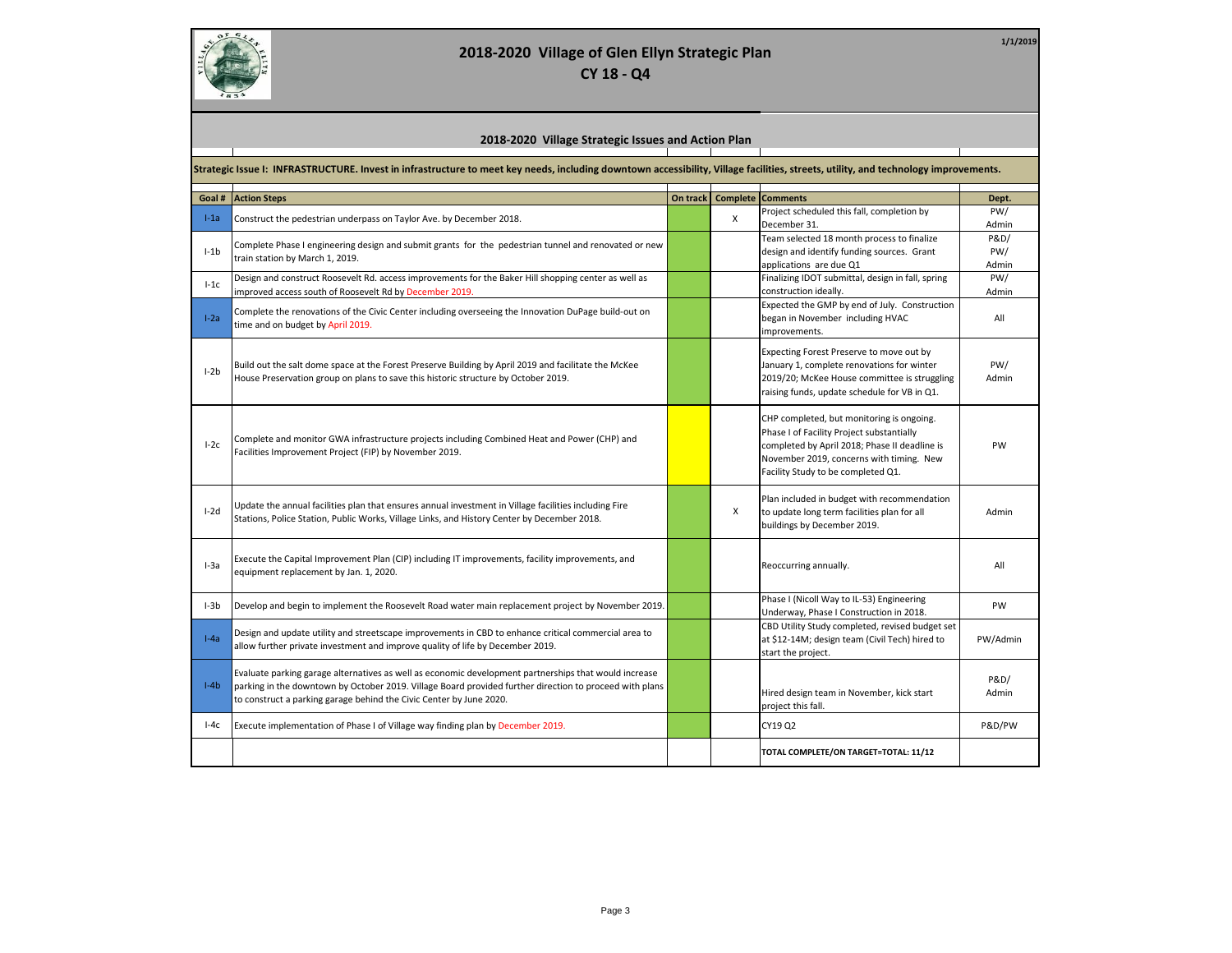# 2018-2020 Village of Glen Ellyn Strategic Plan

## CY 18 - Q4

1/1/2019

## 2018-2020 Village Strategic Issues and Action Plan

**Strategic Issue I: INFRASTRUCTURE. Invest in infrastructure to meet key needs, including downtown accessibility, Village facilities, streets, utility, and technology improvements.**

| Goal # | Action Steps | On track | Complete | Comments | Dept. |
|---|---|---|---|---|---|
| I-1a | Construct the pedestrian underpass on Taylor Ave. by December 2018. | | X | Project scheduled this fall, completion by December 31. | PW/ Admin |
| I-1b | Complete Phase I engineering design and submit grants for the pedestrian tunnel and renovated or new train station by March 1, 2019. | | | Team selected 18 month process to finalize design and identify funding sources. Grant applications are due Q1 | P&D/ PW/ Admin |
| I-1c | Design and construct Roosevelt Rd. access improvements for the Baker Hill shopping center as well as improved access south of Roosevelt Rd by December 2019. | | | Finalizing IDOT submittal, design in fall, spring construction ideally. | PW/ Admin |
| I-2a | Complete the renovations of the Civic Center including overseeing the Innovation DuPage build-out on time and on budget by April 2019. | | | Expected the GMP by end of July. Construction began in November including HVAC improvements. | All |
| I-2b | Build out the salt dome space at the Forest Preserve Building by April 2019 and facilitate the McKee House Preservation group on plans to save this historic structure by October 2019. | | | Expecting Forest Preserve to move out by January 1, complete renovations for winter 2019/20; McKee House committee is struggling raising funds, update schedule for VB in Q1. | PW/ Admin |
| I-2c | Complete and monitor GWA infrastructure projects including Combined Heat and Power (CHP) and Facilities Improvement Project (FIP) by November 2019. | | | CHP completed, but monitoring is ongoing. Phase I of Facility Project substantially completed by April 2018; Phase II deadline is November 2019, concerns with timing. New Facility Study to be completed Q1. | PW |
| I-2d | Update the annual facilities plan that ensures annual investment in Village facilities including Fire Stations, Police Station, Public Works, Village Links, and History Center by December 2018. | | X | Plan included in budget with recommendation to update long term facilities plan for all buildings by December 2019. | Admin |
| I-3a | Execute the Capital Improvement Plan (CIP) including IT improvements, facility improvements, and equipment replacement by Jan. 1, 2020. | | | Reoccurring annually. | All |
| I-3b | Develop and begin to implement the Roosevelt Road water main replacement project by November 2019. | | | Phase I (Nicoll Way to IL-53) Engineering Underway, Phase I Construction in 2018. | PW |
| I-4a | Design and update utility and streetscape improvements in CBD to enhance critical commercial area to allow further private investment and improve quality of life by December 2019. | | | CBD Utility Study completed, revised budget set at $12-14M; design team (Civil Tech) hired to start the project. | PW/Admin |
| I-4b | Evaluate parking garage alternatives as well as economic development partnerships that would increase parking in the downtown by October 2019. Village Board provided further direction to proceed with plans to construct a parking garage behind the Civic Center by June 2020. | | | Hired design team in November, kick start project this fall. | P&D/ Admin |
| I-4c | Execute implementation of Phase I of Village way finding plan by December 2019. | | | CY19 Q2 | P&D/PW |
| | | | | **TOTAL COMPLETE/ON TARGET=TOTAL: 11/12** | |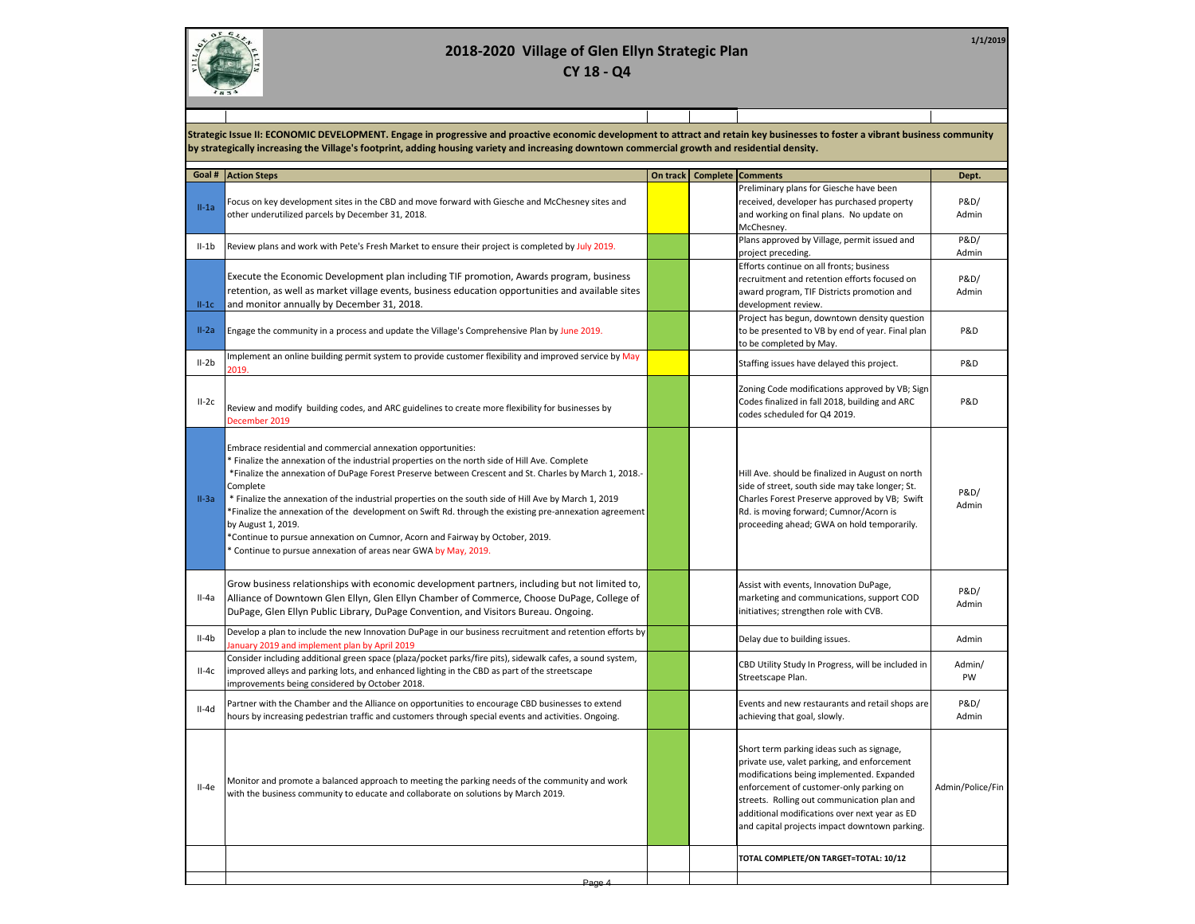# 2018-2020 Village of Glen Ellyn Strategic Plan

## CY 18 - Q4

1/1/2019

**Strategic Issue II: ECONOMIC DEVELOPMENT. Engage in progressive and proactive economic development to attract and retain key businesses to foster a vibrant business community by strategically increasing the Village's footprint, adding housing variety and increasing downtown commercial growth and residential density.**

| Goal # | Action Steps | On track | Complete | Comments | Dept. |
|---|---|---|---|---|---|
| II-1a | Focus on key development sites in the CBD and move forward with Giesche and McChesney sites and other underutilized parcels by December 31, 2018. | | | Preliminary plans for Giesche have been received, developer has purchased property and working on final plans. No update on McChesney. | P&D/ Admin |
| II-1b | Review plans and work with Pete's Fresh Market to ensure their project is completed by July 2019. | | | Plans approved by Village, permit issued and project preceding. | P&D/ Admin |
| II-1c | Execute the Economic Development plan including TIF promotion, Awards program, business retention, as well as market village events, business education opportunities and available sites and monitor annually by December 31, 2018. | | | Efforts continue on all fronts; business recruitment and retention efforts focused on award program, TIF Districts promotion and development review. | P&D/ Admin |
| II-2a | Engage the community in a process and update the Village's Comprehensive Plan by June 2019. | | | Project has begun, downtown density question to be presented to VB by end of year. Final plan to be completed by May. | P&D |
| II-2b | Implement an online building permit system to provide customer flexibility and improved service by May 2019. | | | Staffing issues have delayed this project. | P&D |
| II-2c | Review and modify building codes, and ARC guidelines to create more flexibility for businesses by December 2019 | | | Zoning Code modifications approved by VB; Sign Codes finalized in fall 2018, building and ARC codes scheduled for Q4 2019. | P&D |
| II-3a | Embrace residential and commercial annexation opportunities:<br>* Finalize the annexation of the industrial properties on the north side of Hill Ave. Complete<br>*Finalize the annexation of DuPage Forest Preserve between Crescent and St. Charles by March 1, 2018.- Complete<br>* Finalize the annexation of the industrial properties on the south side of Hill Ave by March 1, 2019<br>*Finalize the annexation of the development on Swift Rd. through the existing pre-annexation agreement by August 1, 2019.<br>*Continue to pursue annexation on Cumnor, Acorn and Fairway by October, 2019.<br>* Continue to pursue annexation of areas near GWA by May, 2019. | | | Hill Ave. should be finalized in August on north side of street, south side may take longer; St. Charles Forest Preserve approved by VB; Swift Rd. is moving forward; Cumnor/Acorn is proceeding ahead; GWA on hold temporarily. | P&D/ Admin |
| II-4a | Grow business relationships with economic development partners, including but not limited to, Alliance of Downtown Glen Ellyn, Glen Ellyn Chamber of Commerce, Choose DuPage, College of DuPage, Glen Ellyn Public Library, DuPage Convention, and Visitors Bureau. Ongoing. | | | Assist with events, Innovation DuPage, marketing and communications, support COD initiatives; strengthen role with CVB. | P&D/ Admin |
| II-4b | Develop a plan to include the new Innovation DuPage in our business recruitment and retention efforts by January 2019 and implement plan by April 2019 | | | Delay due to building issues. | Admin |
| II-4c | Consider including additional green space (plaza/pocket parks/fire pits), sidewalk cafes, a sound system, improved alleys and parking lots, and enhanced lighting in the CBD as part of the streetscape improvements being considered by October 2018. | | | CBD Utility Study In Progress, will be included in Streetscape Plan. | Admin/ PW |
| II-4d | Partner with the Chamber and the Alliance on opportunities to encourage CBD businesses to extend hours by increasing pedestrian traffic and customers through special events and activities. Ongoing. | | | Events and new restaurants and retail shops are achieving that goal, slowly. | P&D/ Admin |
| II-4e | Monitor and promote a balanced approach to meeting the parking needs of the community and work with the business community to educate and collaborate on solutions by March 2019. | | | Short term parking ideas such as signage, private use, valet parking, and enforcement modifications being implemented. Expanded enforcement of customer-only parking on streets. Rolling out communication plan and additional modifications over next year as ED and capital projects impact downtown parking. | Admin/Police/Fin |
| | | | | **TOTAL COMPLETE/ON TARGET=TOTAL: 10/12** | |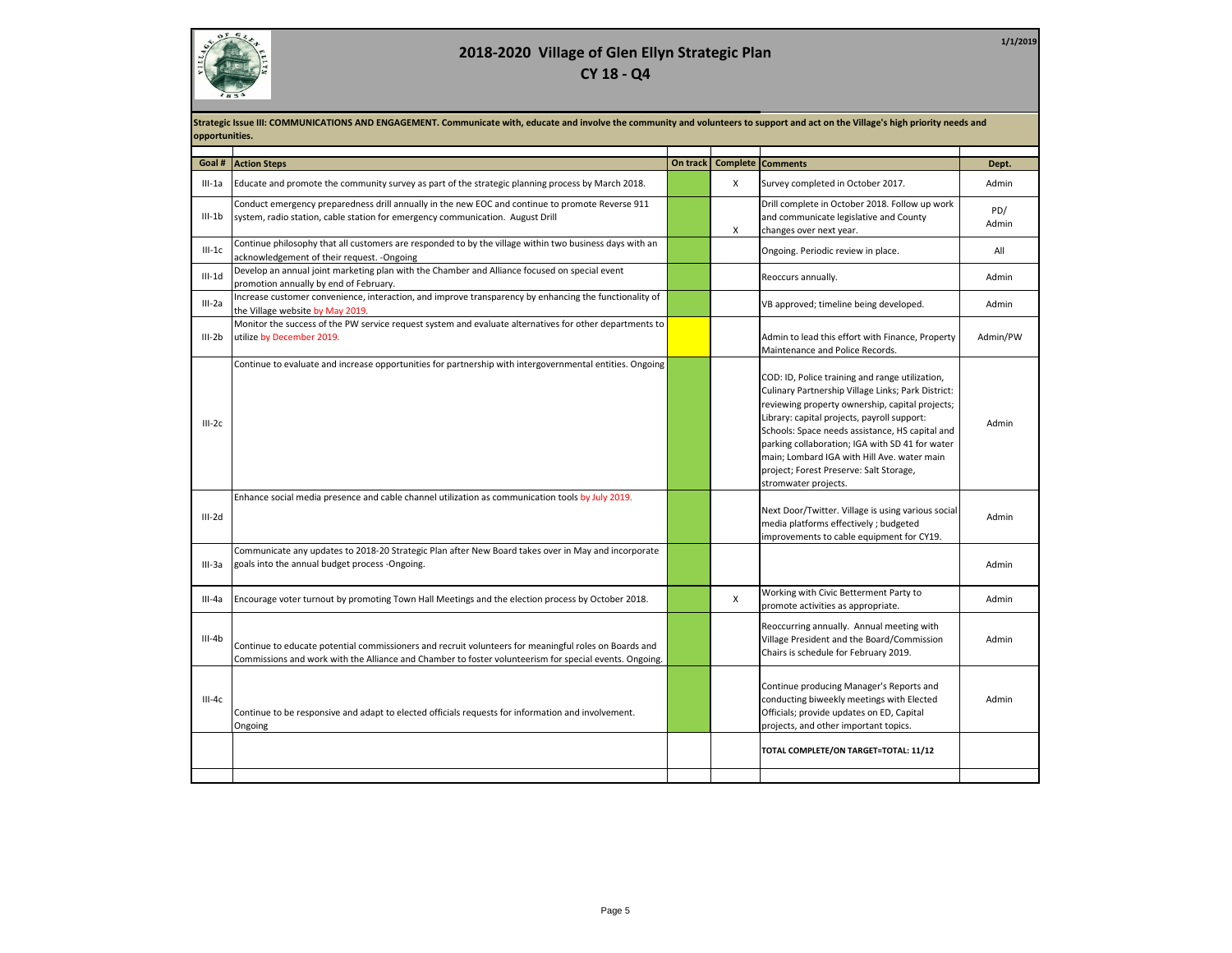# 2018-2020 Village of Glen Ellyn Strategic Plan

## CY 18 - Q4

1/1/2019

**Strategic Issue III: COMMUNICATIONS AND ENGAGEMENT. Communicate with, educate and involve the community and volunteers to support and act on the Village's high priority needs and opportunities.**

| Goal # | Action Steps | On track | Complete | Comments | Dept. |
|---|---|---|---|---|---|
| III-1a | Educate and promote the community survey as part of the strategic planning process by March 2018. | | X | Survey completed in October 2017. | Admin |
| III-1b | Conduct emergency preparedness drill annually in the new EOC and continue to promote Reverse 911 system, radio station, cable station for emergency communication. August Drill | | X | Drill complete in October 2018. Follow up work and communicate legislative and County changes over next year. | PD/ Admin |
| III-1c | Continue philosophy that all customers are responded to by the village within two business days with an acknowledgement of their request. -Ongoing | | | Ongoing. Periodic review in place. | All |
| III-1d | Develop an annual joint marketing plan with the Chamber and Alliance focused on special event promotion annually by end of February. | | | Reoccurs annually. | Admin |
| III-2a | Increase customer convenience, interaction, and improve transparency by enhancing the functionality of the Village website by May 2019. | | | VB approved; timeline being developed. | Admin |
| III-2b | Monitor the success of the PW service request system and evaluate alternatives for other departments to utilize by December 2019. | | | Admin to lead this effort with Finance, Property Maintenance and Police Records. | Admin/PW |
| III-2c | Continue to evaluate and increase opportunities for partnership with intergovernmental entities. Ongoing | | | COD: ID, Police training and range utilization, Culinary Partnership Village Links; Park District: reviewing property ownership, capital projects; Library: capital projects, payroll support: Schools: Space needs assistance, HS capital and parking collaboration; IGA with SD 41 for water main; Lombard IGA with Hill Ave. water main project; Forest Preserve: Salt Storage, stromwater projects. | Admin |
| III-2d | Enhance social media presence and cable channel utilization as communication tools by July 2019. | | | Next Door/Twitter. Village is using various social media platforms effectively ; budgeted improvements to cable equipment for CY19. | Admin |
| III-3a | Communicate any updates to 2018-20 Strategic Plan after New Board takes over in May and incorporate goals into the annual budget process -Ongoing. | | | | Admin |
| III-4a | Encourage voter turnout by promoting Town Hall Meetings and the election process by October 2018. | | X | Working with Civic Betterment Party to promote activities as appropriate. | Admin |
| III-4b | Continue to educate potential commissioners and recruit volunteers for meaningful roles on Boards and Commissions and work with the Alliance and Chamber to foster volunteerism for special events. Ongoing. | | | Reoccurring annually. Annual meeting with Village President and the Board/Commission Chairs is schedule for February 2019. | Admin |
| III-4c | Continue to be responsive and adapt to elected officials requests for information and involvement. Ongoing | | | Continue producing Manager's Reports and conducting biweekly meetings with Elected Officials; provide updates on ED, Capital projects, and other important topics. | Admin |
| | | | | **TOTAL COMPLETE/ON TARGET=TOTAL: 11/12** | |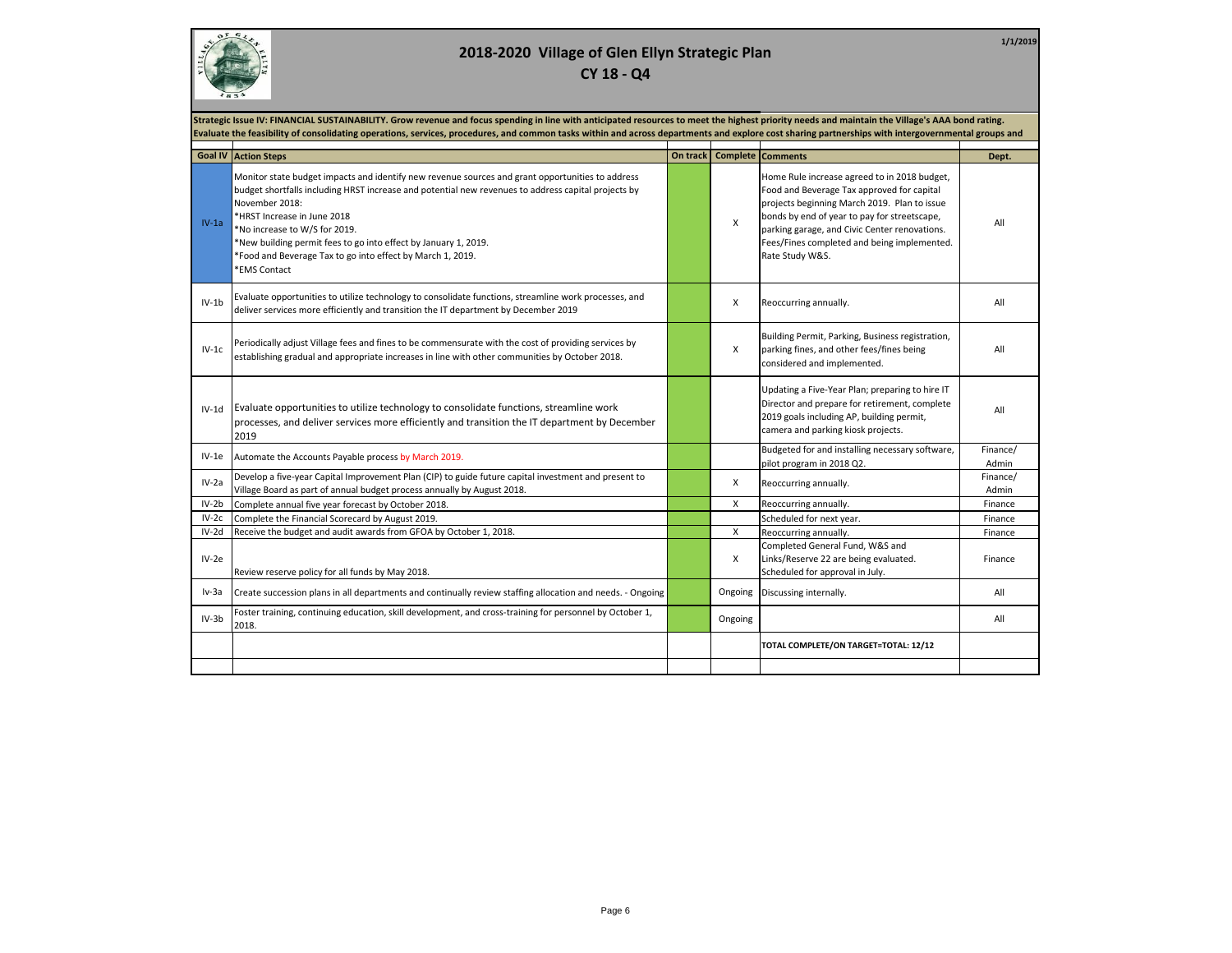# 2018-2020 Village of Glen Ellyn Strategic Plan

## CY 18 - Q4

1/1/2019

**Strategic Issue IV: FINANCIAL SUSTAINABILITY. Grow revenue and focus spending in line with anticipated resources to meet the highest priority needs and maintain the Village's AAA bond rating. Evaluate the feasibility of consolidating operations, services, procedures, and common tasks within and across departments and explore cost sharing partnerships with intergovernmental groups and**

| Goal IV | Action Steps | On track | Complete | Comments | Dept. |
|---|---|---|---|---|---|
| IV-1a | Monitor state budget impacts and identify new revenue sources and grant opportunities to address budget shortfalls including HRST increase and potential new revenues to address capital projects by November 2018:<br>*HRST Increase in June 2018<br>*No increase to W/S for 2019.<br>*New building permit fees to go into effect by January 1, 2019.<br>*Food and Beverage Tax to go into effect by March 1, 2019.<br>*EMS Contact | | X | Home Rule increase agreed to in 2018 budget, Food and Beverage Tax approved for capital projects beginning March 2019. Plan to issue bonds by end of year to pay for streetscape, parking garage, and Civic Center renovations. Fees/Fines completed and being implemented. Rate Study W&S. | All |
| IV-1b | Evaluate opportunities to utilize technology to consolidate functions, streamline work processes, and deliver services more efficiently and transition the IT department by December 2019 | | X | Reoccurring annually. | All |
| IV-1c | Periodically adjust Village fees and fines to be commensurate with the cost of providing services by establishing gradual and appropriate increases in line with other communities by October 2018. | | X | Building Permit, Parking, Business registration, parking fines, and other fees/fines being considered and implemented. | All |
| IV-1d | Evaluate opportunities to utilize technology to consolidate functions, streamline work processes, and deliver services more efficiently and transition the IT department by December 2019 | | | Updating a Five-Year Plan; preparing to hire IT Director and prepare for retirement, complete 2019 goals including AP, building permit, camera and parking kiosk projects. | All |
| IV-1e | Automate the Accounts Payable process by March 2019. | | | Budgeted for and installing necessary software, pilot program in 2018 Q2. | Finance/ Admin |
| IV-2a | Develop a five-year Capital Improvement Plan (CIP) to guide future capital investment and present to Village Board as part of annual budget process annually by August 2018. | | X | Reoccurring annually. | Finance/ Admin |
| IV-2b | Complete annual five year forecast by October 2018. | | X | Reoccurring annually. | Finance |
| IV-2c | Complete the Financial Scorecard by August 2019. | | | Scheduled for next year. | Finance |
| IV-2d | Receive the budget and audit awards from GFOA by October 1, 2018. | | X | Reoccurring annually. | Finance |
| IV-2e | Review reserve policy for all funds by May 2018. | | X | Completed General Fund, W&S and Links/Reserve 22 are being evaluated. Scheduled for approval in July. | Finance |
| Iv-3a | Create succession plans in all departments and continually review staffing allocation and needs. - Ongoing | | Ongoing | Discussing internally. | All |
| IV-3b | Foster training, continuing education, skill development, and cross-training for personnel by October 1, 2018. | | Ongoing | | All |
| | | | | **TOTAL COMPLETE/ON TARGET=TOTAL: 12/12** | |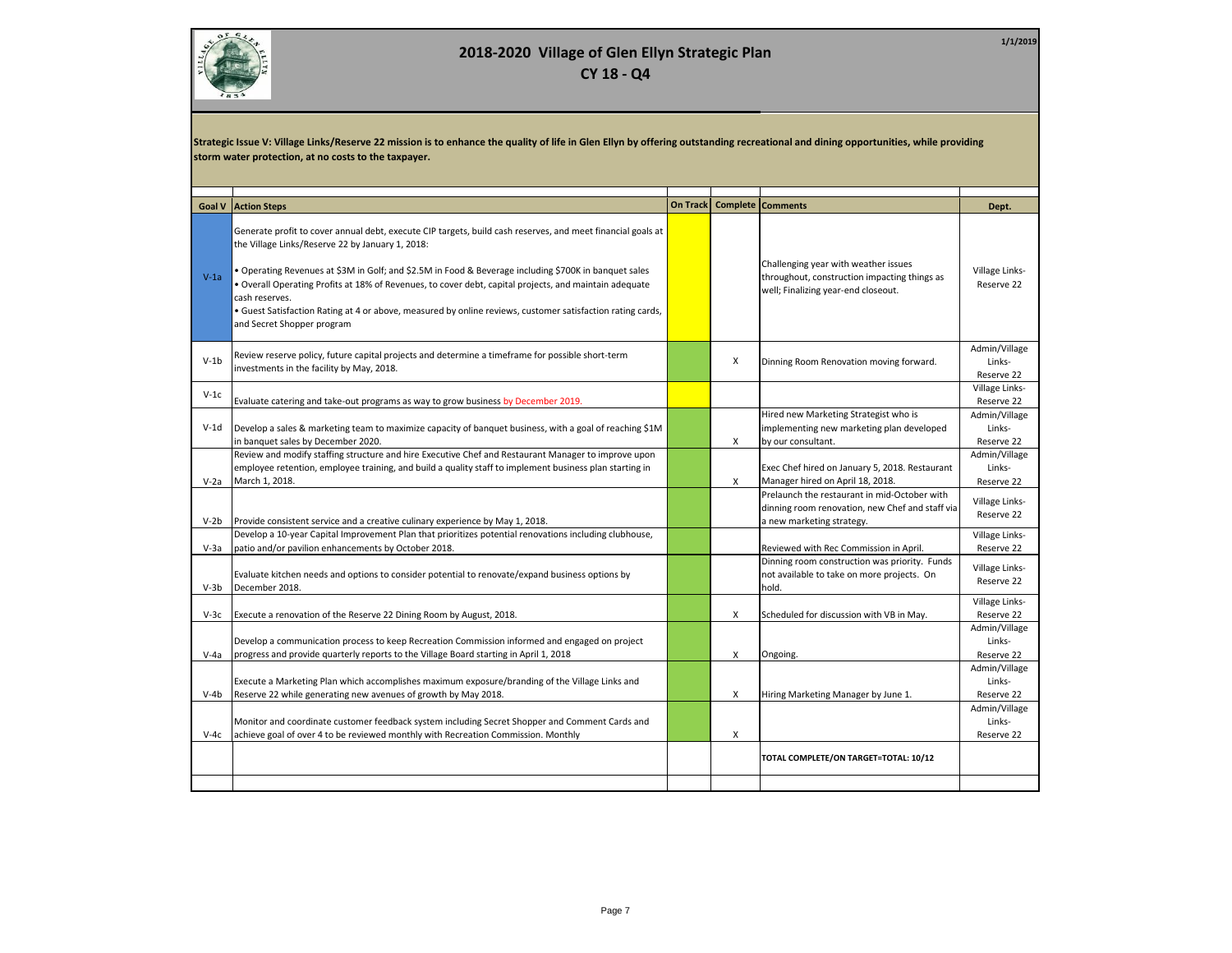# 2018-2020 Village of Glen Ellyn Strategic Plan

## CY 18 - Q4

1/1/2019

**Strategic Issue V: Village Links/Reserve 22 mission is to enhance the quality of life in Glen Ellyn by offering outstanding recreational and dining opportunities, while providing storm water protection, at no costs to the taxpayer.**

| Goal V | Action Steps | On Track | Complete | Comments | Dept. |
|---|---|---|---|---|---|
| V-1a | Generate profit to cover annual debt, execute CIP targets, build cash reserves, and meet financial goals at the Village Links/Reserve 22 by January 1, 2018:<br>• Operating Revenues at $3M in Golf; and $2.5M in Food & Beverage including $700K in banquet sales<br>• Overall Operating Profits at 18% of Revenues, to cover debt, capital projects, and maintain adequate cash reserves.<br>• Guest Satisfaction Rating at 4 or above, measured by online reviews, customer satisfaction rating cards, and Secret Shopper program | | | Challenging year with weather issues throughout, construction impacting things as well; Finalizing year-end closeout. | Village Links-Reserve 22 |
| V-1b | Review reserve policy, future capital projects and determine a timeframe for possible short-term investments in the facility by May, 2018. | | X | Dinning Room Renovation moving forward. | Admin/Village Links-Reserve 22 |
| V-1c | Evaluate catering and take-out programs as way to grow business by December 2019. | | | | Village Links-Reserve 22 |
| V-1d | Develop a sales & marketing team to maximize capacity of banquet business, with a goal of reaching $1M in banquet sales by December 2020. | | X | Hired new Marketing Strategist who is implementing new marketing plan developed by our consultant. | Admin/Village Links-Reserve 22 |
| V-2a | Review and modify staffing structure and hire Executive Chef and Restaurant Manager to improve upon employee retention, employee training, and build a quality staff to implement business plan starting in March 1, 2018. | | X | Exec Chef hired on January 5, 2018. Restaurant Manager hired on April 18, 2018. | Admin/Village Links-Reserve 22 |
| V-2b | Provide consistent service and a creative culinary experience by May 1, 2018. | | | Prelaunch the restaurant in mid-October with dinning room renovation, new Chef and staff via a new marketing strategy. | Village Links-Reserve 22 |
| V-3a | Develop a 10-year Capital Improvement Plan that prioritizes potential renovations including clubhouse, patio and/or pavilion enhancements by October 2018. | | | Reviewed with Rec Commission in April. | Village Links-Reserve 22 |
| V-3b | Evaluate kitchen needs and options to consider potential to renovate/expand business options by December 2018. | | | Dinning room construction was priority. Funds not available to take on more projects. On hold. | Village Links-Reserve 22 |
| V-3c | Execute a renovation of the Reserve 22 Dining Room by August, 2018. | | X | Scheduled for discussion with VB in May. | Village Links-Reserve 22 |
| V-4a | Develop a communication process to keep Recreation Commission informed and engaged on project progress and provide quarterly reports to the Village Board starting in April 1, 2018 | | X | Ongoing. | Admin/Village Links-Reserve 22 |
| V-4b | Execute a Marketing Plan which accomplishes maximum exposure/branding of the Village Links and Reserve 22 while generating new avenues of growth by May 2018. | | X | Hiring Marketing Manager by June 1. | Admin/Village Links-Reserve 22 |
| V-4c | Monitor and coordinate customer feedback system including Secret Shopper and Comment Cards and achieve goal of over 4 to be reviewed monthly with Recreation Commission. Monthly | | X | | Admin/Village Links-Reserve 22 |
| | | | | **TOTAL COMPLETE/ON TARGET=TOTAL: 10/12** | |